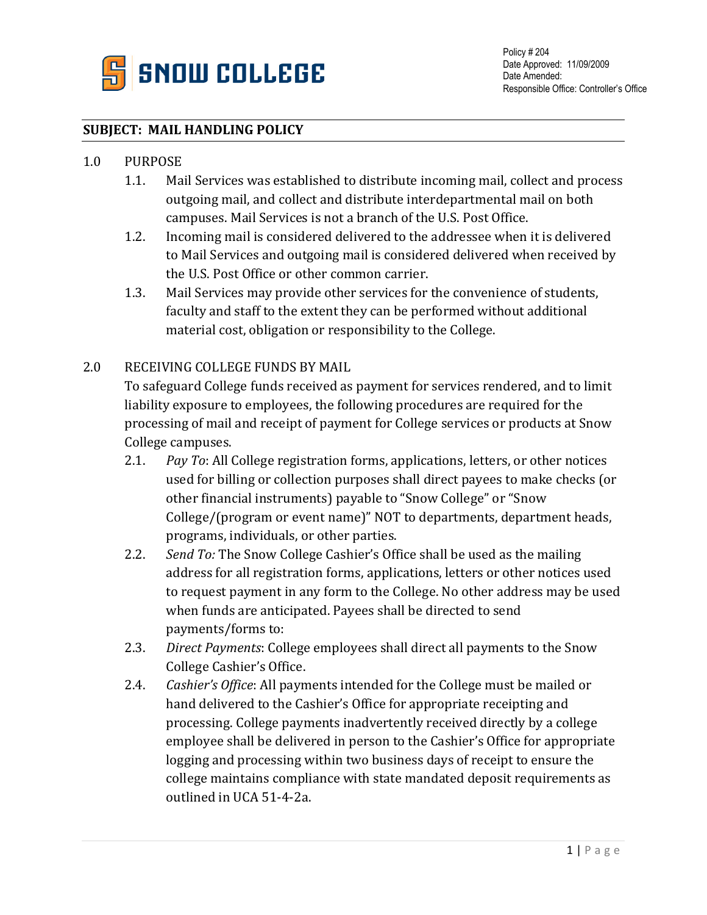**SNOW COLLEGE**

Policy # 204
Date Approved: 11/09/2009
Date Amended:
Responsible Office: Controller's Office

## SUBJECT: MAIL HANDLING POLICY

1.0 PURPOSE

1.1. Mail Services was established to distribute incoming mail, collect and process outgoing mail, and collect and distribute interdepartmental mail on both campuses. Mail Services is not a branch of the U.S. Post Office.

1.2. Incoming mail is considered delivered to the addressee when it is delivered to Mail Services and outgoing mail is considered delivered when received by the U.S. Post Office or other common carrier.

1.3. Mail Services may provide other services for the convenience of students, faculty and staff to the extent they can be performed without additional material cost, obligation or responsibility to the College.

2.0 RECEIVING COLLEGE FUNDS BY MAIL

To safeguard College funds received as payment for services rendered, and to limit liability exposure to employees, the following procedures are required for the processing of mail and receipt of payment for College services or products at Snow College campuses.

2.1. *Pay To*: All College registration forms, applications, letters, or other notices used for billing or collection purposes shall direct payees to make checks (or other financial instruments) payable to "Snow College" or "Snow College/(program or event name)" NOT to departments, department heads, programs, individuals, or other parties.

2.2. *Send To:* The Snow College Cashier's Office shall be used as the mailing address for all registration forms, applications, letters or other notices used to request payment in any form to the College. No other address may be used when funds are anticipated. Payees shall be directed to send payments/forms to:

2.3. *Direct Payments*: College employees shall direct all payments to the Snow College Cashier's Office.

2.4. *Cashier's Office*: All payments intended for the College must be mailed or hand delivered to the Cashier's Office for appropriate receipting and processing. College payments inadvertently received directly by a college employee shall be delivered in person to the Cashier's Office for appropriate logging and processing within two business days of receipt to ensure the college maintains compliance with state mandated deposit requirements as outlined in UCA 51-4-2a.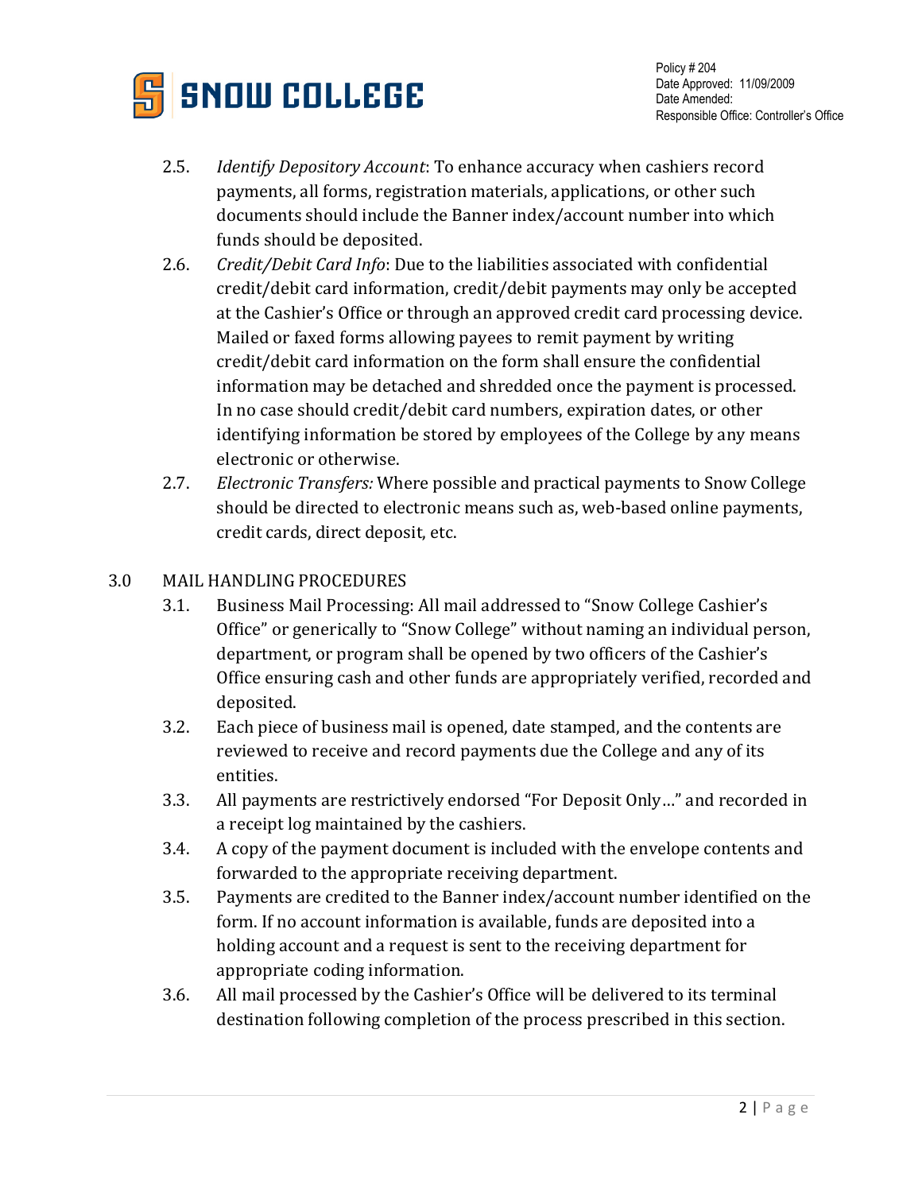2.5. *Identify Depository Account*: To enhance accuracy when cashiers record payments, all forms, registration materials, applications, or other such documents should include the Banner index/account number into which funds should be deposited.

2.6. *Credit/Debit Card Info*: Due to the liabilities associated with confidential credit/debit card information, credit/debit payments may only be accepted at the Cashier's Office or through an approved credit card processing device. Mailed or faxed forms allowing payees to remit payment by writing credit/debit card information on the form shall ensure the confidential information may be detached and shredded once the payment is processed. In no case should credit/debit card numbers, expiration dates, or other identifying information be stored by employees of the College by any means electronic or otherwise.

2.7. *Electronic Transfers:* Where possible and practical payments to Snow College should be directed to electronic means such as, web-based online payments, credit cards, direct deposit, etc.

## 3.0 MAIL HANDLING PROCEDURES

3.1. Business Mail Processing: All mail addressed to "Snow College Cashier's Office" or generically to "Snow College" without naming an individual person, department, or program shall be opened by two officers of the Cashier's Office ensuring cash and other funds are appropriately verified, recorded and deposited.

3.2. Each piece of business mail is opened, date stamped, and the contents are reviewed to receive and record payments due the College and any of its entities.

3.3. All payments are restrictively endorsed "For Deposit Only…" and recorded in a receipt log maintained by the cashiers.

3.4. A copy of the payment document is included with the envelope contents and forwarded to the appropriate receiving department.

3.5. Payments are credited to the Banner index/account number identified on the form. If no account information is available, funds are deposited into a holding account and a request is sent to the receiving department for appropriate coding information.

3.6. All mail processed by the Cashier's Office will be delivered to its terminal destination following completion of the process prescribed in this section.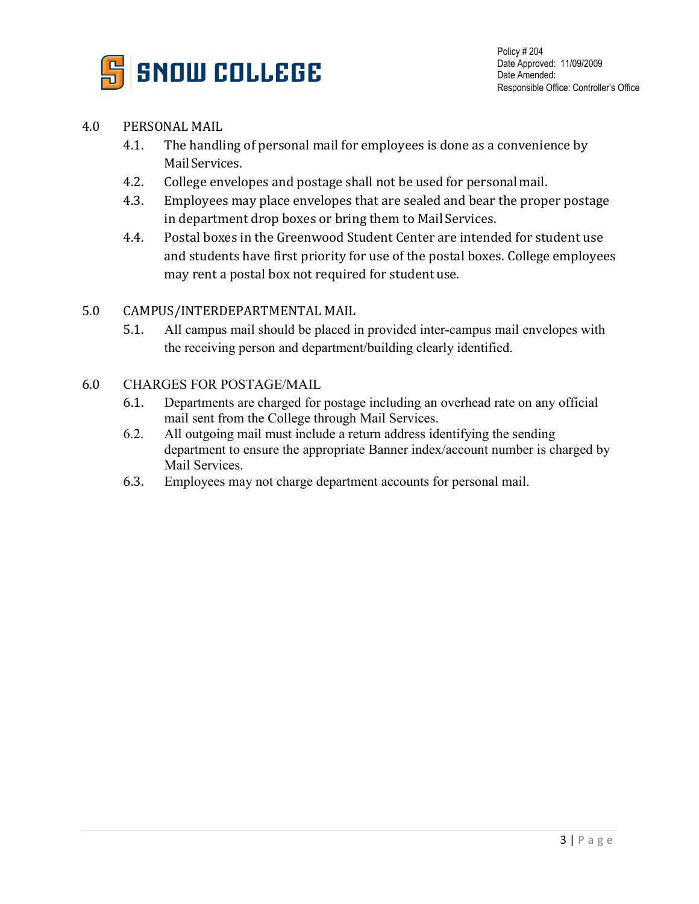## 4.0 PERSONAL MAIL

4.1. The handling of personal mail for employees is done as a convenience by Mail Services.

4.2. College envelopes and postage shall not be used for personal mail.

4.3. Employees may place envelopes that are sealed and bear the proper postage in department drop boxes or bring them to Mail Services.

4.4. Postal boxes in the Greenwood Student Center are intended for student use and students have first priority for use of the postal boxes. College employees may rent a postal box not required for student use.

## 5.0 CAMPUS/INTERDEPARTMENTAL MAIL

5.1. All campus mail should be placed in provided inter-campus mail envelopes with the receiving person and department/building clearly identified.

## 6.0 CHARGES FOR POSTAGE/MAIL

6.1. Departments are charged for postage including an overhead rate on any official mail sent from the College through Mail Services.

6.2. All outgoing mail must include a return address identifying the sending department to ensure the appropriate Banner index/account number is charged by Mail Services.

6.3. Employees may not charge department accounts for personal mail.